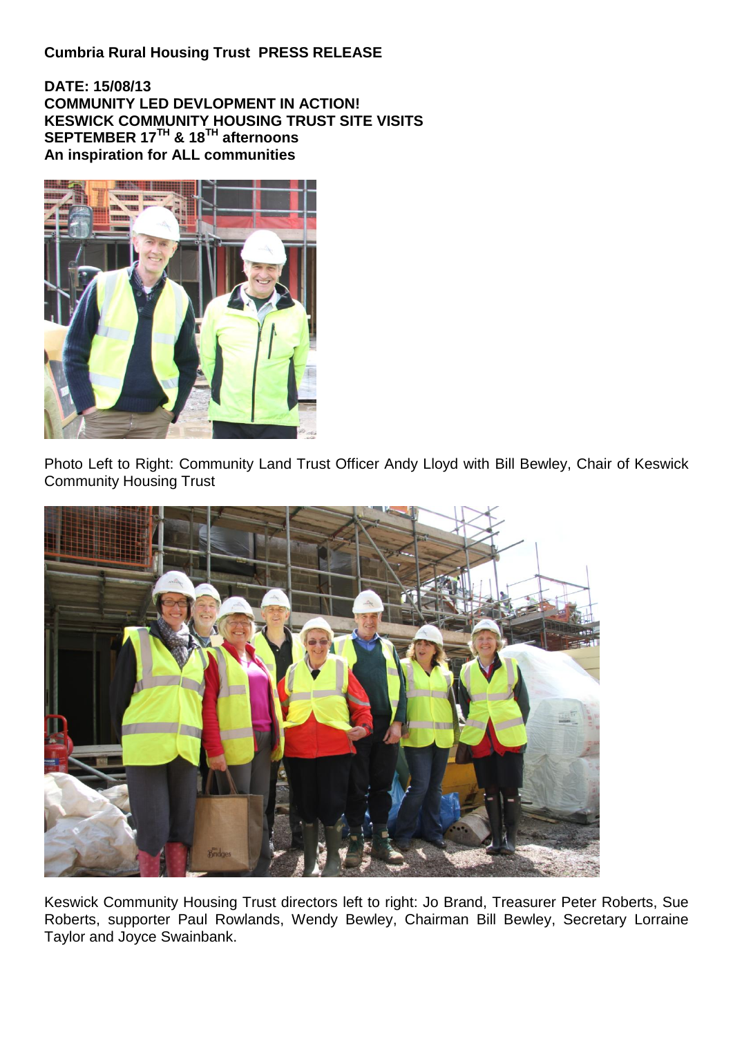**Cumbria Rural Housing Trust PRESS RELEASE**

**DATE: 15/08/13**
**COMMUNITY LED DEVLOPMENT IN ACTION!**
**KESWICK COMMUNITY HOUSING TRUST SITE VISITS**
**SEPTEMBER 17TH & 18TH afternoons**
**An inspiration for ALL communities**

Photo Left to Right: Community Land Trust Officer Andy Lloyd with Bill Bewley, Chair of Keswick Community Housing Trust

Keswick Community Housing Trust directors left to right: Jo Brand, Treasurer Peter Roberts, Sue Roberts, supporter Paul Rowlands, Wendy Bewley, Chairman Bill Bewley, Secretary Lorraine Taylor and Joyce Swainbank.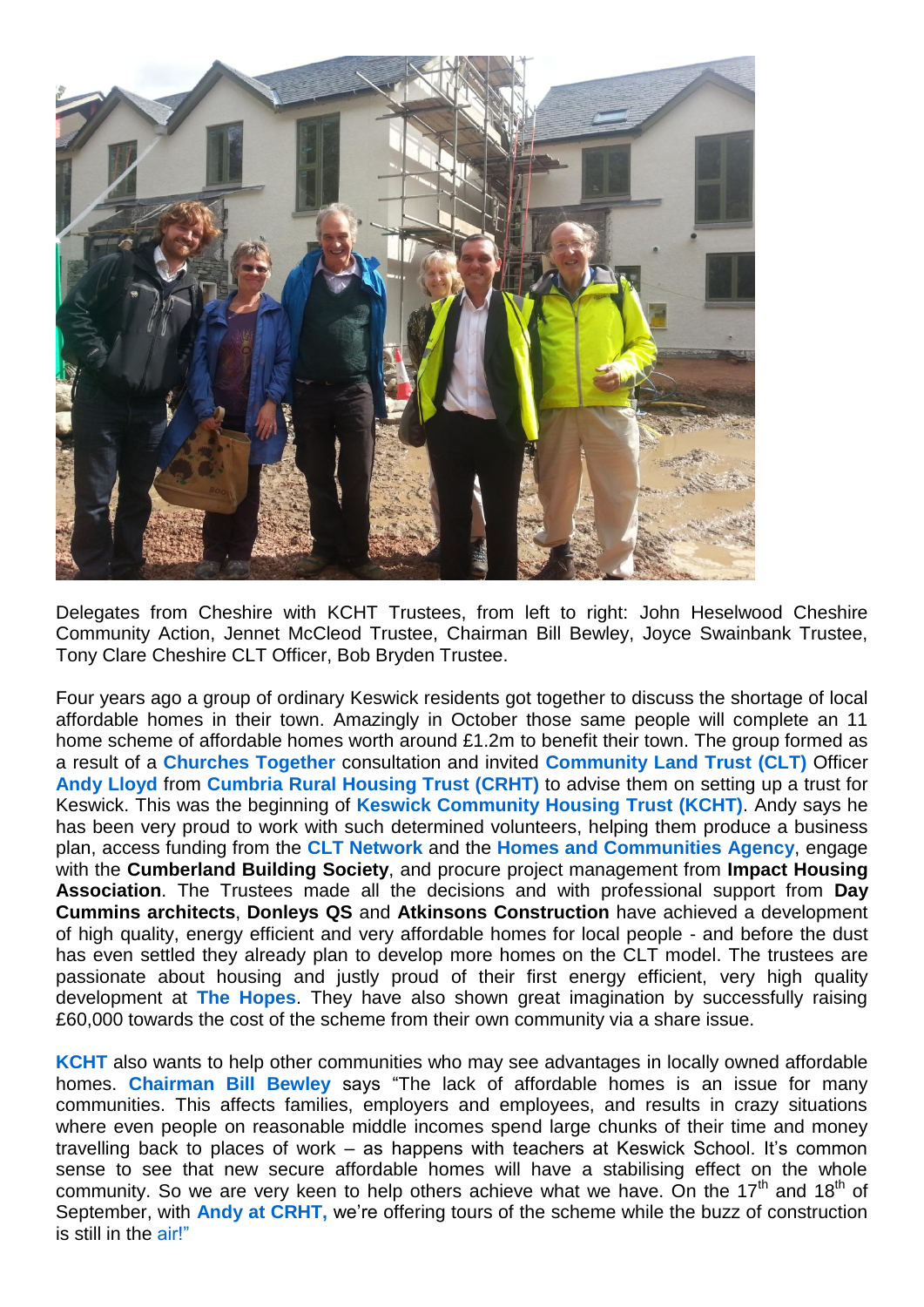Delegates from Cheshire with KCHT Trustees, from left to right: John Heselwood Cheshire Community Action, Jennet McCleod Trustee, Chairman Bill Bewley, Joyce Swainbank Trustee, Tony Clare Cheshire CLT Officer, Bob Bryden Trustee.

Four years ago a group of ordinary Keswick residents got together to discuss the shortage of local affordable homes in their town. Amazingly in October those same people will complete an 11 home scheme of affordable homes worth around £1.2m to benefit their town. The group formed as a result of a **Churches Together** consultation and invited **Community Land Trust (CLT)** Officer **Andy Lloyd** from **Cumbria Rural Housing Trust (CRHT)** to advise them on setting up a trust for Keswick. This was the beginning of **Keswick Community Housing Trust (KCHT)**. Andy says he has been very proud to work with such determined volunteers, helping them produce a business plan, access funding from the **CLT Network** and the **Homes and Communities Agency**, engage with the **Cumberland Building Society**, and procure project management from **Impact Housing Association**. The Trustees made all the decisions and with professional support from **Day Cummins architects**, **Donleys QS** and **Atkinsons Construction** have achieved a development of high quality, energy efficient and very affordable homes for local people - and before the dust has even settled they already plan to develop more homes on the CLT model. The trustees are passionate about housing and justly proud of their first energy efficient, very high quality development at **The Hopes**. They have also shown great imagination by successfully raising £60,000 towards the cost of the scheme from their own community via a share issue.

**KCHT** also wants to help other communities who may see advantages in locally owned affordable homes. **Chairman Bill Bewley** says "The lack of affordable homes is an issue for many communities. This affects families, employers and employees, and results in crazy situations where even people on reasonable middle incomes spend large chunks of their time and money travelling back to places of work – as happens with teachers at Keswick School. It's common sense to see that new secure affordable homes will have a stabilising effect on the whole community. So we are very keen to help others achieve what we have. On the 17th and 18th of September, with **Andy at CRHT,** we're offering tours of the scheme while the buzz of construction is still in the air!"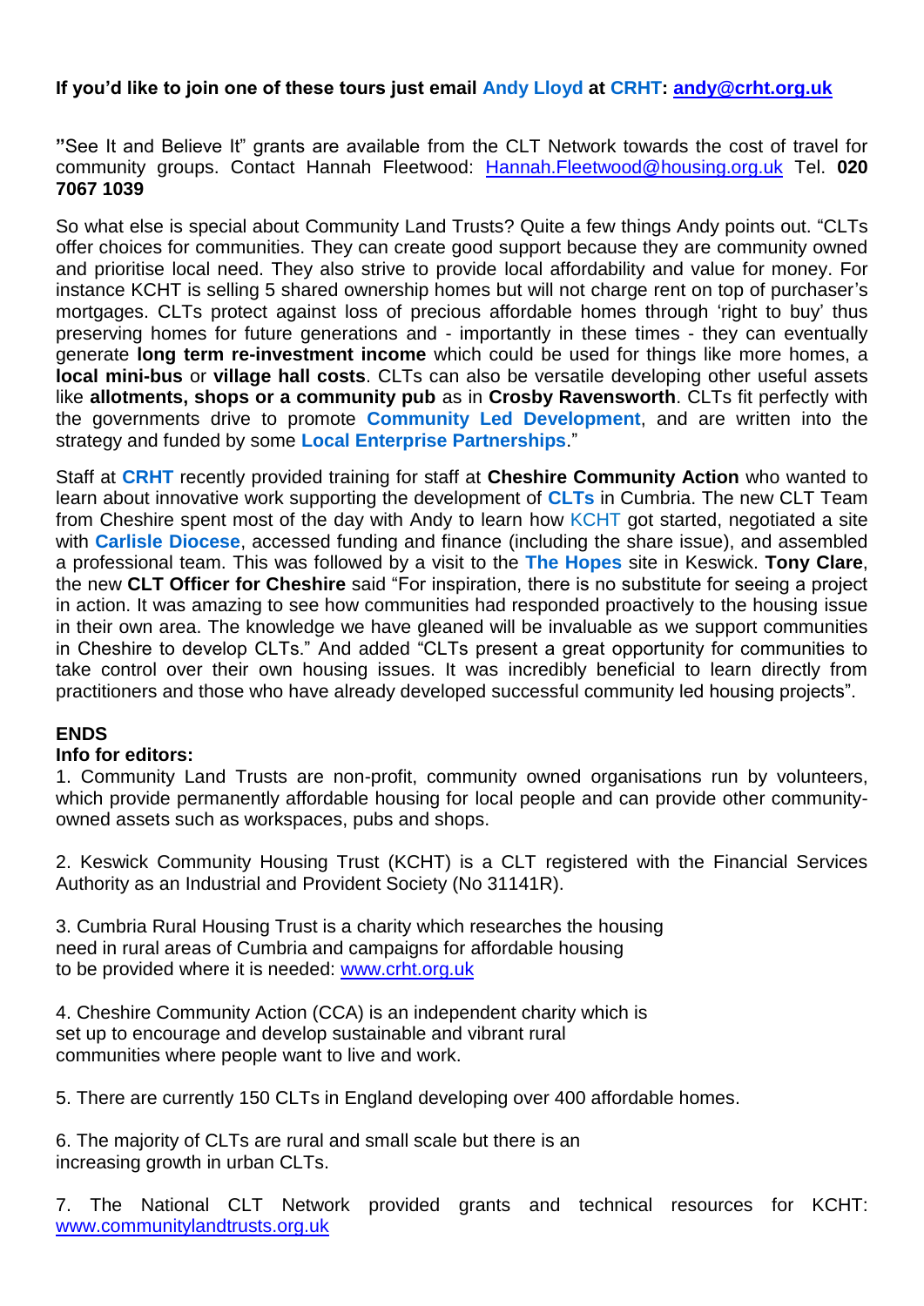**If you'd like to join one of these tours just email Andy Lloyd at CRHT: [andy@crht.org.uk](mailto:andy@crht.org.uk)**

**"**See It and Believe It" grants are available from the CLT Network towards the cost of travel for community groups. Contact Hannah Fleetwood: [Hannah.Fleetwood@housing.org.uk](mailto:Hannah.Fleetwood@housing.org.uk) Tel. **020 7067 1039**

So what else is special about Community Land Trusts? Quite a few things Andy points out. "CLTs offer choices for communities. They can create good support because they are community owned and prioritise local need. They also strive to provide local affordability and value for money. For instance KCHT is selling 5 shared ownership homes but will not charge rent on top of purchaser's mortgages. CLTs protect against loss of precious affordable homes through 'right to buy' thus preserving homes for future generations and - importantly in these times - they can eventually generate **long term re-investment income** which could be used for things like more homes, a **local mini-bus** or **village hall costs**. CLTs can also be versatile developing other useful assets like **allotments, shops or a community pub** as in **Crosby Ravensworth**. CLTs fit perfectly with the governments drive to promote **Community Led Development**, and are written into the strategy and funded by some **Local Enterprise Partnerships**."

Staff at **CRHT** recently provided training for staff at **Cheshire Community Action** who wanted to learn about innovative work supporting the development of **CLTs** in Cumbria. The new CLT Team from Cheshire spent most of the day with Andy to learn how KCHT got started, negotiated a site with **Carlisle Diocese**, accessed funding and finance (including the share issue), and assembled a professional team. This was followed by a visit to the **The Hopes** site in Keswick. **Tony Clare**, the new **CLT Officer for Cheshire** said "For inspiration, there is no substitute for seeing a project in action. It was amazing to see how communities had responded proactively to the housing issue in their own area. The knowledge we have gleaned will be invaluable as we support communities in Cheshire to develop CLTs." And added "CLTs present a great opportunity for communities to take control over their own housing issues. It was incredibly beneficial to learn directly from practitioners and those who have already developed successful community led housing projects".

**ENDS**

**Info for editors:**

1. Community Land Trusts are non-profit, community owned organisations run by volunteers, which provide permanently affordable housing for local people and can provide other community-owned assets such as workspaces, pubs and shops.

2. Keswick Community Housing Trust (KCHT) is a CLT registered with the Financial Services Authority as an Industrial and Provident Society (No 31141R).

3. Cumbria Rural Housing Trust is a charity which researches the housing need in rural areas of Cumbria and campaigns for affordable housing to be provided where it is needed: [www.crht.org.uk](http://www.crht.org.uk)

4. Cheshire Community Action (CCA) is an independent charity which is set up to encourage and develop sustainable and vibrant rural communities where people want to live and work.

5. There are currently 150 CLTs in England developing over 400 affordable homes.

6. The majority of CLTs are rural and small scale but there is an increasing growth in urban CLTs.

7. The National CLT Network provided grants and technical resources for KCHT: [www.communitylandtrusts.org.uk](http://www.communitylandtrusts.org.uk)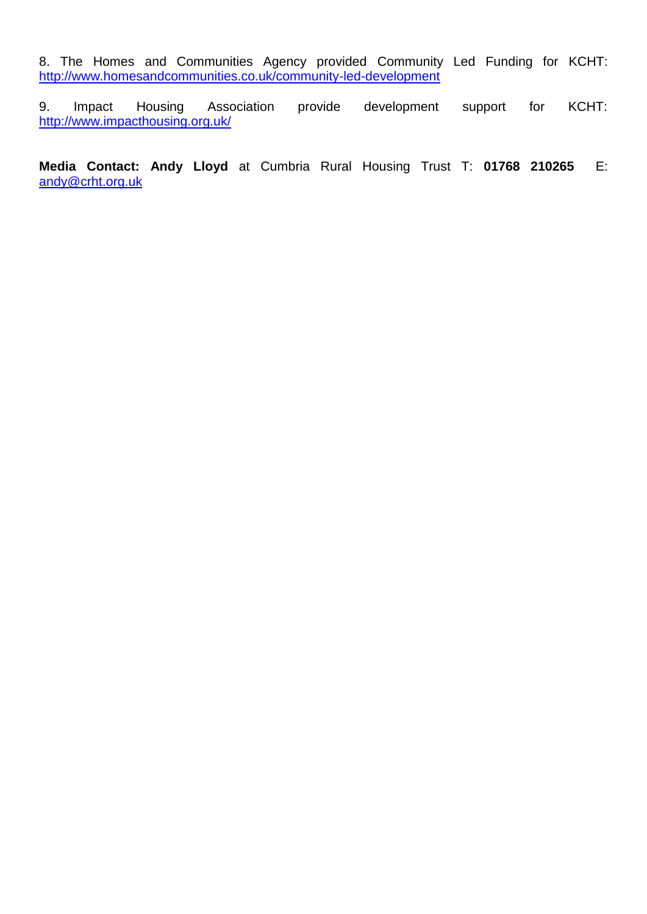8. The Homes and Communities Agency provided Community Led Funding for KCHT: http://www.homesandcommunities.co.uk/community-led-development

9. Impact Housing Association provide development support for KCHT: http://www.impacthousing.org.uk/

**Media Contact: Andy Lloyd** at Cumbria Rural Housing Trust T: **01768 210265** E: andy@crht.org.uk